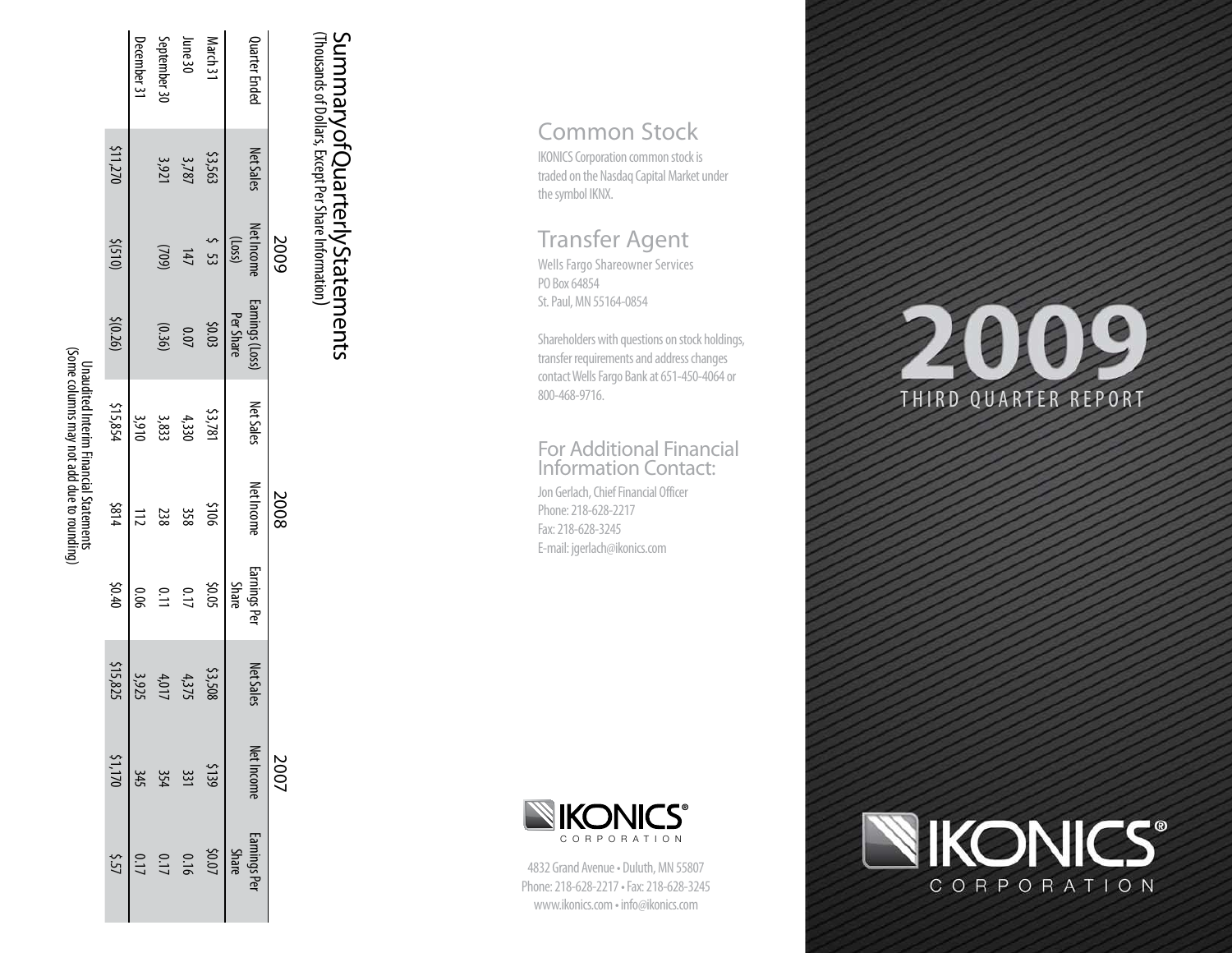# 2009

THIRD QUARTER REPORT

IKONICS® CORPORATION

## Summary of Quarterly Statements

(Thousands of Dollars, Except Per Share Information)

| Quarter Ended | 2009 | | | 2008 | | | 2007 | | |
|---|---|---|---|---|---|---|---|---|---|
| | Net Sales | Net Income (Loss) | Earnings (Loss) Per Share | Net Sales | Net Income | Earnings Per Share | Net Sales | Net Income | Earnings Per Share |
| March 31 | $3,563 | $ 53 | $0.03 | $3,781 | $106 | $0.05 | $3,508 | $139 | $0.07 |
| June 30 | 3,787 | 147 | 0.07 | 4,330 | 358 | 0.17 | 4,375 | 331 | 0.16 |
| September 30 | 3,921 | (709) | (0.36) | 3,833 | 238 | 0.11 | 4,017 | 354 | 0.17 |
| December 31 | | | | 3,910 | 112 | 0.06 | 3,925 | 345 | 0.17 |
| | $11,270 | $(510) | $(0.26) | $15,854 | $814 | $0.40 | $15,825 | $1,170 | $.57 |

Unaudited Interim Financial Statements
(Some columns may not add due to rounding)

## Common Stock

IKONICS Corporation common stock is traded on the Nasdaq Capital Market under the symbol IKNX.

## Transfer Agent

Wells Fargo Shareowner Services
PO Box 64854
St. Paul, MN 55164-0854

Shareholders with questions on stock holdings, transfer requirements and address changes contact Wells Fargo Bank at 651-450-4064 or 800-468-9716.

## For Additional Financial Information Contact:

Jon Gerlach, Chief Financial Officer
Phone: 218-628-2217
Fax: 218-628-3245
E-mail: jgerlach@ikonics.com

IKONICS® CORPORATION

4832 Grand Avenue • Duluth, MN 55807
Phone: 218-628-2217 • Fax: 218-628-3245
www.ikonics.com • info@ikonics.com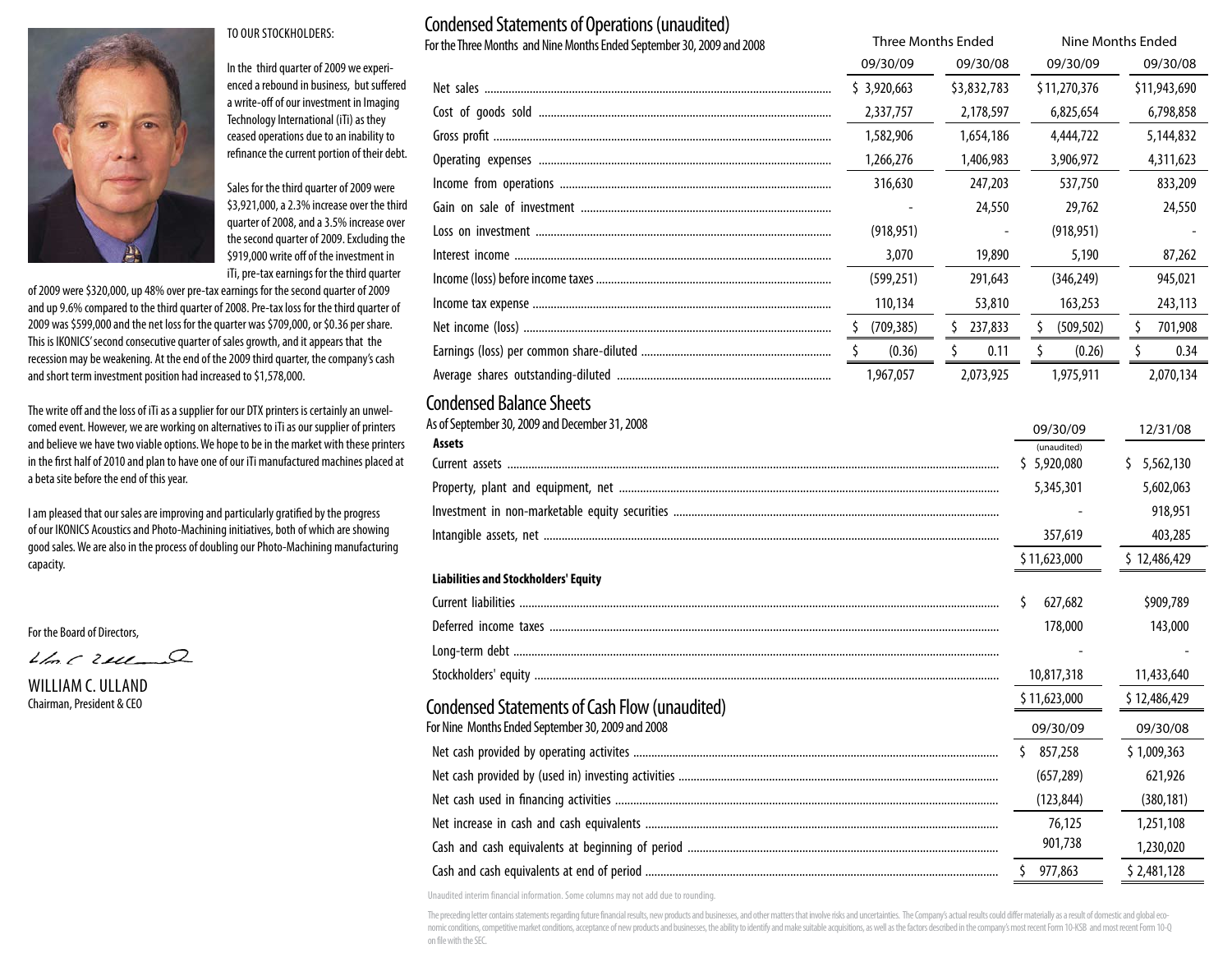TO OUR STOCKHOLDERS:

In the third quarter of 2009 we experienced a rebound in business, but suffered a write-off of our investment in Imaging Technology International (iTi) as they ceased operations due to an inability to refinance the current portion of their debt.

Sales for the third quarter of 2009 were $3,921,000, a 2.3% increase over the third quarter of 2008, and a 3.5% increase over the second quarter of 2009. Excluding the $919,000 write off of the investment in iTi, pre-tax earnings for the third quarter of 2009 were $320,000, up 48% over pre-tax earnings for the second quarter of 2009 and up 9.6% compared to the third quarter of 2008. Pre-tax loss for the third quarter of 2009 was $599,000 and the net loss for the quarter was $709,000, or $0.36 per share. This is IKONICS' second consecutive quarter of sales growth, and it appears that the recession may be weakening. At the end of the 2009 third quarter, the company's cash and short term investment position had increased to $1,578,000.

The write off and the loss of iTi as a supplier for our DTX printers is certainly an unwelcomed event. However, we are working on alternatives to iTi as our supplier of printers and believe we have two viable options. We hope to be in the market with these printers in the first half of 2010 and plan to have one of our iTi manufactured machines placed at a beta site before the end of this year.

I am pleased that our sales are improving and particularly gratified by the progress of our IKONICS Acoustics and Photo-Machining initiatives, both of which are showing good sales. We are also in the process of doubling our Photo-Machining manufacturing capacity.

For the Board of Directors,

WILLIAM C. ULLAND
Chairman, President & CEO

## Condensed Statements of Operations (unaudited)

For the Three Months and Nine Months Ended September 30, 2009 and 2008

| | Three Months Ended | | Nine Months Ended | |
|---|---|---|---|---|
| | 09/30/09 | 09/30/08 | 09/30/09 | 09/30/08 |
| Net sales | $ 3,920,663 | $3,832,783 | $11,270,376 | $11,943,690 |
| Cost of goods sold | 2,337,757 | 2,178,597 | 6,825,654 | 6,798,858 |
| Gross profit | 1,582,906 | 1,654,186 | 4,444,722 | 5,144,832 |
| Operating expenses | 1,266,276 | 1,406,983 | 3,906,972 | 4,311,623 |
| Income from operations | 316,630 | 247,203 | 537,750 | 833,209 |
| Gain on sale of investment | - | 24,550 | 29,762 | 24,550 |
| Loss on investment | (918,951) | - | (918,951) | - |
| Interest income | 3,070 | 19,890 | 5,190 | 87,262 |
| Income (loss) before income taxes | (599,251) | 291,643 | (346,249) | 945,021 |
| Income tax expense | 110,134 | 53,810 | 163,253 | 243,113 |
| Net income (loss) | $ (709,385) | $ 237,833 | $ (509,502) | $ 701,908 |
| Earnings (loss) per common share-diluted | $ (0.36) | $ 0.11 | $ (0.26) | $ 0.34 |
| Average shares outstanding-diluted | 1,967,057 | 2,073,925 | 1,975,911 | 2,070,134 |

## Condensed Balance Sheets

As of September 30, 2009 and December 31, 2008

| | 09/30/09 (unaudited) | 12/31/08 |
|---|---|---|
| **Assets** | | |
| Current assets | $ 5,920,080 | $ 5,562,130 |
| Property, plant and equipment, net | 5,345,301 | 5,602,063 |
| Investment in non-marketable equity securities | - | 918,951 |
| Intangible assets, net | 357,619 | 403,285 |
| | $ 11,623,000 | $ 12,486,429 |
| **Liabilities and Stockholders' Equity** | | |
| Current liabilities | $ 627,682 | $909,789 |
| Deferred income taxes | 178,000 | 143,000 |
| Long-term debt | - | - |
| Stockholders' equity | 10,817,318 | 11,433,640 |
| | $ 11,623,000 | $ 12,486,429 |

## Condensed Statements of Cash Flow (unaudited)

For Nine Months Ended September 30, 2009 and 2008

| | 09/30/09 | 09/30/08 |
|---|---|---|
| Net cash provided by operating activites | $ 857,258 | $ 1,009,363 |
| Net cash provided by (used in) investing activities | (657,289) | 621,926 |
| Net cash used in financing activities | (123,844) | (380,181) |
| Net increase in cash and cash equivalents | 76,125 | 1,251,108 |
| Cash and cash equivalents at beginning of period | 901,738 | 1,230,020 |
| Cash and cash equivalents at end of period | $ 977,863 | $ 2,481,128 |

Unaudited interim financial information. Some columns may not add due to rounding.

The preceding letter contains statements regarding future financial results, new products and businesses, and other matters that involve risks and uncertainties. The Company's actual results could differ materially as a result of domestic and global economic conditions, competitive market conditions, acceptance of new products and businesses, the ability to identify and make suitable acquisitions, as well as the factors described in the company's most recent Form 10-KSB and most recent Form 10-Q on file with the SEC.